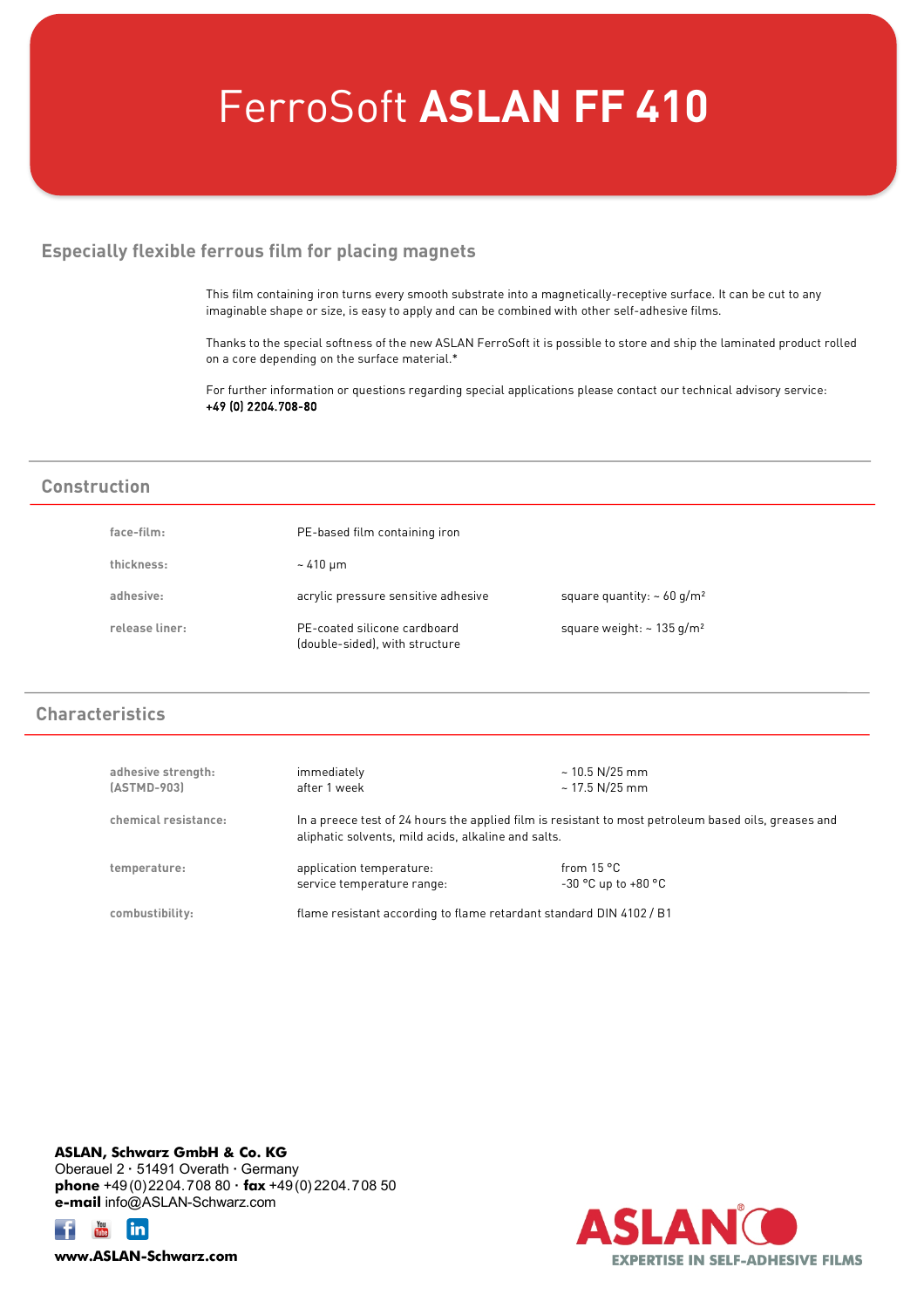# FerroSoft **ASLAN FF 410**

## Especially flexible ferrous film for placing magnets

This film containing iron turns every smooth substrate into a magnetically-receptive surface. It can be cut to any imaginable shape or size, is easy to apply and can be combined with other self-adhesive films.

Thanks to the special softness of the new ASLAN FerroSoft it is possible to store and ship the laminated product rolled on a core depending on the surface material.*

For further information or questions regarding special applications please contact our technical advisory service:
**+49 (0) 2204.708-80**

## Construction

| | | |
|---|---|---|
| face-film: | PE-based film containing iron | |
| thickness: | ~ 410 µm | |
| adhesive: | acrylic pressure sensitive adhesive | square quantity: ~ 60 g/m² |
| release liner: | PE-coated silicone cardboard (double-sided), with structure | square weight: ~ 135 g/m² |

## Characteristics

| | | |
|---|---|---|
| adhesive strength: (ASTMD-903) | immediately<br>after 1 week | ~ 10.5 N/25 mm<br>~ 17.5 N/25 mm |
| chemical resistance: | In a preece test of 24 hours the applied film is resistant to most petroleum based oils, greases and aliphatic solvents, mild acids, alkaline and salts. | |
| temperature: | application temperature:<br>service temperature range: | from 15 °C<br>-30 °C up to +80 °C |
| combustibility: | flame resistant according to flame retardant standard DIN 4102 / B1 | |

**ASLAN, Schwarz GmbH & Co. KG**
Oberauel 2 · 51491 Overath · Germany
**phone** +49 (0) 2204.708 80 · **fax** +49 (0) 2204.708 50
**e-mail** info@ASLAN-Schwarz.com

**www.ASLAN-Schwarz.com**

ASLAN®
EXPERTISE IN SELF-ADHESIVE FILMS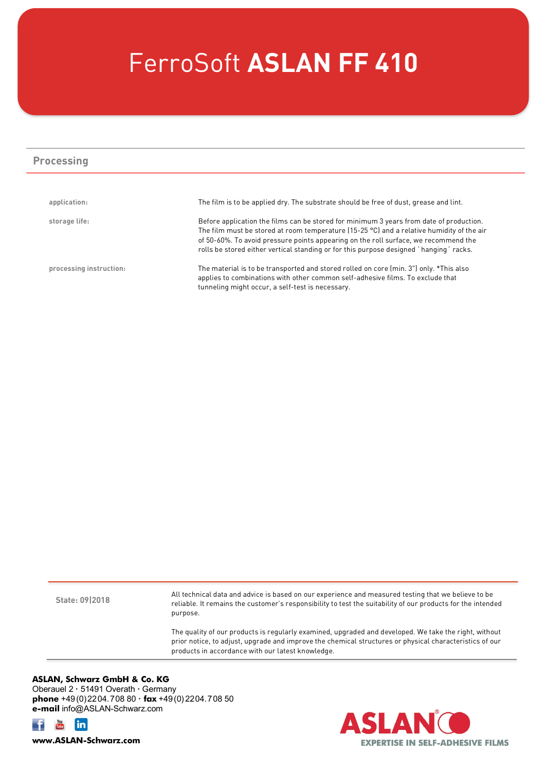# FerroSoft **ASLAN FF 410**

## Processing

| | |
|---|---|
| application: | The film is to be applied dry. The substrate should be free of dust, grease and lint. |
| storage life: | Before application the films can be stored for minimum 3 years from date of production. The film must be stored at room temperature (15-25 °C) and a relative humidity of the air of 50-60%. To avoid pressure points appearing on the roll surface, we recommend the rolls be stored either vertical standing or for this purpose designed `hanging´ racks. |
| processing instruction: | The material is to be transported and stored rolled on core (min. 3") only. *This also applies to combinations with other common self-adhesive films. To exclude that tunneling might occur, a self-test is necessary. |

State: 09|2018

All technical data and advice is based on our experience and measured testing that we believe to be reliable. It remains the customer's responsibility to test the suitability of our products for the intended purpose.

The quality of our products is regularly examined, upgraded and developed. We take the right, without prior notice, to adjust, upgrade and improve the chemical structures or physical characteristics of our products in accordance with our latest knowledge.

**ASLAN, Schwarz GmbH & Co. KG**
Oberauel 2 · 51491 Overath · Germany
**phone** +49 (0) 2204. 708 80 · **fax** +49 (0) 2204. 708 50
**e-mail** info@ASLAN-Schwarz.com

**www.ASLAN-Schwarz.com**

ASLAN®
EXPERTISE IN SELF-ADHESIVE FILMS